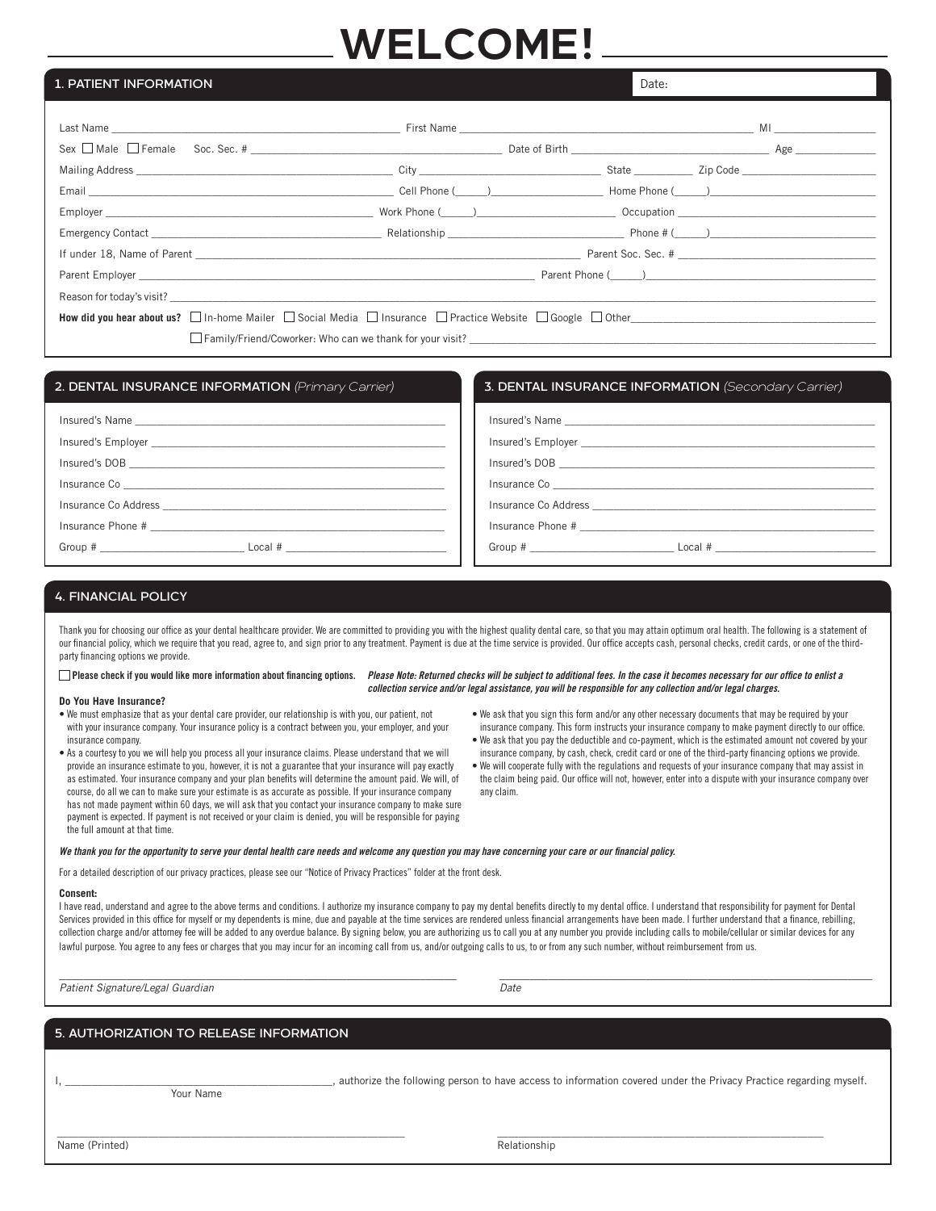# WELCOME!

## 1. PATIENT INFORMATION

Date:

Last Name ______________________ First Name ______________________ MI __________

Sex ☐ Male ☐ Female Soc. Sec. # ______________________ Date of Birth ______________________ Age __________

Mailing Address ______________________ City ______________________ State __________ Zip Code __________

Email ______________________ Cell Phone (_____)______________ Home Phone (_____)______________

Employer ______________________ Work Phone (_____)______________ Occupation ______________________

Emergency Contact ______________________ Relationship ______________________ Phone # (_____)______________

If under 18, Name of Parent ______________________ Parent Soc. Sec. # ______________________

Parent Employer ______________________ Parent Phone (_____)______________

Reason for today's visit? ______________________________________________

**How did you hear about us?** ☐ In-home Mailer ☐ Social Media ☐ Insurance ☐ Practice Website ☐ Google ☐ Other______________________

☐ Family/Friend/Coworker: Who can we thank for your visit? ______________________

## 2. DENTAL INSURANCE INFORMATION *(Primary Carrier)*

Insured's Name ______________________

Insured's Employer ______________________

Insured's DOB ______________________

Insurance Co ______________________

Insurance Co Address ______________________

Insurance Phone # ______________________

Group # ______________ Local # ______________

## 3. DENTAL INSURANCE INFORMATION *(Secondary Carrier)*

Insured's Name ______________________

Insured's Employer ______________________

Insured's DOB ______________________

Insurance Co ______________________

Insurance Co Address ______________________

Insurance Phone # ______________________

Group # ______________ Local # ______________

## 4. FINANCIAL POLICY

Thank you for choosing our office as your dental healthcare provider. We are committed to providing you with the highest quality dental care, so that you may attain optimum oral health. The following is a statement of our financial policy, which we require that you read, agree to, and sign prior to any treatment. Payment is due at the time service is provided. Our office accepts cash, personal checks, credit cards, or one of the third-party financing options we provide.

☐ **Please check if you would like more information about financing options.** ***Please Note: Returned checks will be subject to additional fees. In the case it becomes necessary for our office to enlist a collection service and/or legal assistance, you will be responsible for any collection and/or legal charges.***

**Do You Have Insurance?**

- We must emphasize that as your dental care provider, our relationship is with you, our patient, not with your insurance company. Your insurance policy is a contract between you, your employer, and your insurance company.
- As a courtesy to you we will help you process all your insurance claims. Please understand that we will provide an insurance estimate to you, however, it is not a guarantee that your insurance will pay exactly as estimated. Your insurance company and your plan benefits will determine the amount paid. We will, of course, do all we can to make sure your estimate is as accurate as possible. If your insurance company has not made payment within 60 days, we will ask that you contact your insurance company to make sure payment is expected. If payment is not received or your claim is denied, you will be responsible for paying the full amount at that time.
- We ask that you sign this form and/or any other necessary documents that may be required by your insurance company. This form instructs your insurance company to make payment directly to our office.
- We ask that you pay the deductible and co-payment, which is the estimated amount not covered by your insurance company, by cash, check, credit card or one of the third-party financing options we provide.
- We will cooperate fully with the regulations and requests of your insurance company that may assist in the claim being paid. Our office will not, however, enter into a dispute with your insurance company over any claim.

***We thank you for the opportunity to serve your dental health care needs and welcome any question you may have concerning your care or our financial policy.***

For a detailed description of our privacy practices, please see our "Notice of Privacy Practices" folder at the front desk.

**Consent:**

I have read, understand and agree to the above terms and conditions. I authorize my insurance company to pay my dental benefits directly to my dental office. I understand that responsibility for payment for Dental Services provided in this office for myself or my dependents is mine, due and payable at the time services are rendered unless financial arrangements have been made. I further understand that a finance, rebilling, collection charge and/or attorney fee will be added to any overdue balance. By signing below, you are authorizing us to call you at any number you provide including calls to mobile/cellular or similar devices for any lawful purpose. You agree to any fees or charges that you may incur for an incoming call from us, and/or outgoing calls to us, to or from any such number, without reimbursement from us.

______________________________ *Patient Signature/Legal Guardian*

______________________________ *Date*

## 5. AUTHORIZATION TO RELEASE INFORMATION

I, ______________________ (Your Name), authorize the following person to have access to information covered under the Privacy Practice regarding myself.

______________________________ Name (Printed)

______________________________ Relationship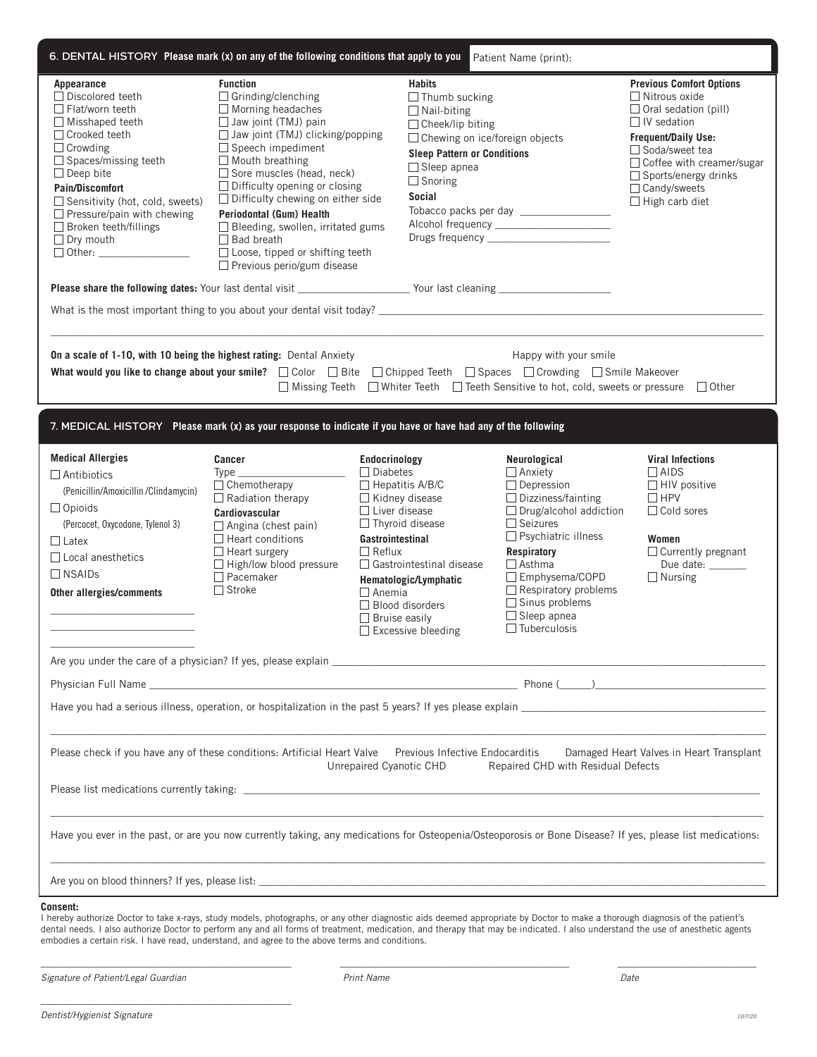## 6. DENTAL HISTORY Please mark (x) on any of the following conditions that apply to you

Patient Name (print):

**Appearance**
- ☐ Discolored teeth
- ☐ Flat/worn teeth
- ☐ Misshaped teeth
- ☐ Crooked teeth
- ☐ Crowding
- ☐ Spaces/missing teeth
- ☐ Deep bite

**Pain/Discomfort**
- ☐ Sensitivity (hot, cold, sweets)
- ☐ Pressure/pain with chewing
- ☐ Broken teeth/fillings
- ☐ Dry mouth
- ☐ Other: ________________

**Function**
- ☐ Grinding/clenching
- ☐ Morning headaches
- ☐ Jaw joint (TMJ) pain
- ☐ Jaw joint (TMJ) clicking/popping
- ☐ Speech impediment
- ☐ Mouth breathing
- ☐ Sore muscles (head, neck)
- ☐ Difficulty opening or closing
- ☐ Difficulty chewing on either side

**Periodontal (Gum) Health**
- ☐ Bleeding, swollen, irritated gums
- ☐ Bad breath
- ☐ Loose, tipped or shifting teeth
- ☐ Previous perio/gum disease

**Habits**
- ☐ Thumb sucking
- ☐ Nail-biting
- ☐ Cheek/lip biting
- ☐ Chewing on ice/foreign objects

**Sleep Pattern or Conditions**
- ☐ Sleep apnea
- ☐ Snoring

**Social**
- Tobacco packs per day ________________
- Alcohol frequency ____________________
- Drugs frequency _____________________

**Previous Comfort Options**
- ☐ Nitrous oxide
- ☐ Oral sedation (pill)
- ☐ IV sedation

**Frequent/Daily Use:**
- ☐ Soda/sweet tea
- ☐ Coffee with creamer/sugar
- ☐ Sports/energy drinks
- ☐ Candy/sweets
- ☐ High carb diet

**Please share the following dates:** Your last dental visit ____________________ Your last cleaning ____________________

What is the most important thing to you about your dental visit today? ____________________

____________________

**On a scale of 1-10, with 10 being the highest rating:** Dental Anxiety Happy with your smile

**What would you like to change about your smile?** ☐ Color ☐ Bite ☐ Chipped Teeth ☐ Spaces ☐ Crowding ☐ Smile Makeover ☐ Missing Teeth ☐ Whiter Teeth ☐ Teeth Sensitive to hot, cold, sweets or pressure ☐ Other

## 7. MEDICAL HISTORY Please mark (x) as your response to indicate if you have or have had any of the following

**Medical Allergies**
- ☐ Antibiotics (Penicillin/Amoxicillin /Clindamycin)
- ☐ Opioids (Percocet, Oxycodone, Tylenol 3)
- ☐ Latex
- ☐ Local anesthetics
- ☐ NSAIDs

**Other allergies/comments**

________________________

________________________

________________________

**Cancer**
- Type ____________________
- ☐ Chemotherapy
- ☐ Radiation therapy

**Cardiovascular**
- ☐ Angina (chest pain)
- ☐ Heart conditions
- ☐ Heart surgery
- ☐ High/low blood pressure
- ☐ Pacemaker
- ☐ Stroke

**Endocrinology**
- ☐ Diabetes
- ☐ Hepatitis A/B/C
- ☐ Kidney disease
- ☐ Liver disease
- ☐ Thyroid disease

**Gastrointestinal**
- ☐ Reflux
- ☐ Gastrointestinal disease

**Hematologic/Lymphatic**
- ☐ Anemia
- ☐ Blood disorders
- ☐ Bruise easily
- ☐ Excessive bleeding

**Neurological**
- ☐ Anxiety
- ☐ Depression
- ☐ Dizziness/fainting
- ☐ Drug/alcohol addiction
- ☐ Seizures
- ☐ Psychiatric illness

**Respiratory**
- ☐ Asthma
- ☐ Emphysema/COPD
- ☐ Respiratory problems
- ☐ Sinus problems
- ☐ Sleep apnea
- ☐ Tuberculosis

**Viral Infections**
- ☐ AIDS
- ☐ HIV positive
- ☐ HPV
- ☐ Cold sores

**Women**
- ☐ Currently pregnant Due date: _______
- ☐ Nursing

Are you under the care of a physician? If yes, please explain ____________________

Physician Full Name ____________________ Phone (______)____________________

Have you had a serious illness, operation, or hospitalization in the past 5 years? If yes please explain ____________________

____________________

Please check if you have any of these conditions: Artificial Heart Valve Previous Infective Endocarditis Damaged Heart Valves in Heart Transplant Unrepaired Cyanotic CHD Repaired CHD with Residual Defects

Please list medications currently taking: ____________________

____________________

Have you ever in the past, or are you now currently taking, any medications for Osteopenia/Osteoporosis or Bone Disease? If yes, please list medications:

____________________

Are you on blood thinners? If yes, please list: ____________________

**Consent:**

I hereby authorize Doctor to take x-rays, study models, photographs, or any other diagnostic aids deemed appropriate by Doctor to make a thorough diagnosis of the patient's dental needs. I also authorize Doctor to perform any and all forms of treatment, medication, and therapy that may be indicated. I also understand the use of anesthetic agents embodies a certain risk. I have read, understand, and agree to the above terms and conditions.

________________________ ________________________ ________________________

*Signature of Patient/Legal Guardian* *Print Name* *Date*

________________________

*Dentist/Hygienist Signature*

*10/7/20*